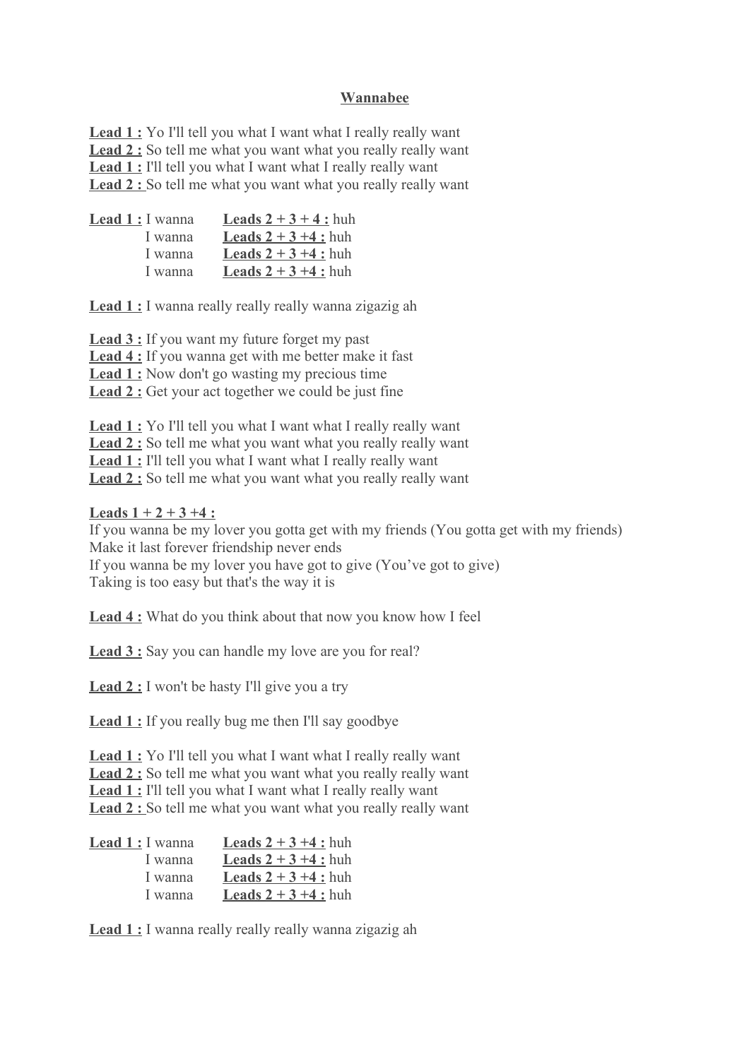# Wannabee

**Lead 1 :** Yo I'll tell you what I want what I really really want
**Lead 2 :** So tell me what you want what you really really want
**Lead 1 :** I'll tell you what I want what I really really want
**Lead 2 :** So tell me what you want what you really really want

**Lead 1 :** I wanna **Leads 2 + 3 + 4 :** huh
I wanna **Leads 2 + 3 +4 :** huh
I wanna **Leads 2 + 3 +4 :** huh
I wanna **Leads 2 + 3 +4 :** huh

**Lead 1 :** I wanna really really really wanna zigazig ah

**Lead 3 :** If you want my future forget my past
**Lead 4 :** If you wanna get with me better make it fast
**Lead 1 :** Now don't go wasting my precious time
**Lead 2 :** Get your act together we could be just fine

**Lead 1 :** Yo I'll tell you what I want what I really really want
**Lead 2 :** So tell me what you want what you really really want
**Lead 1 :** I'll tell you what I want what I really really want
**Lead 2 :** So tell me what you want what you really really want

**Leads 1 + 2 + 3 +4 :**
If you wanna be my lover you gotta get with my friends (You gotta get with my friends)
Make it last forever friendship never ends
If you wanna be my lover you have got to give (You've got to give)
Taking is too easy but that's the way it is

**Lead 4 :** What do you think about that now you know how I feel

**Lead 3 :** Say you can handle my love are you for real?

**Lead 2 :** I won't be hasty I'll give you a try

**Lead 1 :** If you really bug me then I'll say goodbye

**Lead 1 :** Yo I'll tell you what I want what I really really want
**Lead 2 :** So tell me what you want what you really really want
**Lead 1 :** I'll tell you what I want what I really really want
**Lead 2 :** So tell me what you want what you really really want

**Lead 1 :** I wanna **Leads 2 + 3 +4 :** huh
I wanna **Leads 2 + 3 +4 :** huh
I wanna **Leads 2 + 3 +4 :** huh
I wanna **Leads 2 + 3 +4 :** huh

**Lead 1 :** I wanna really really really wanna zigazig ah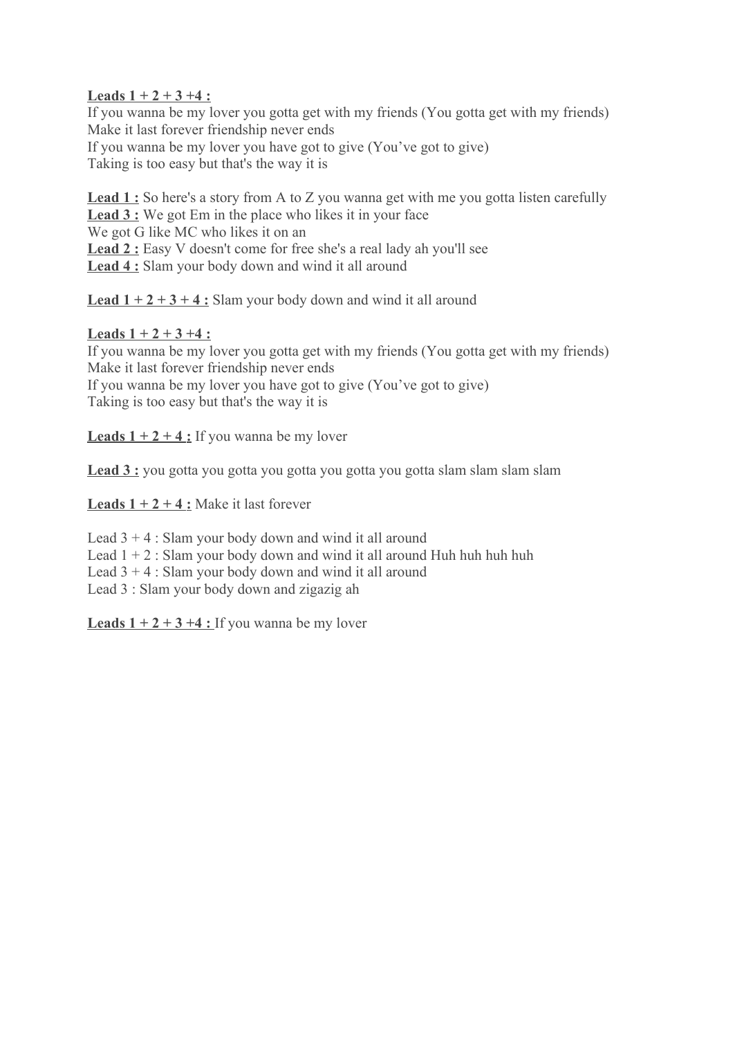**Leads 1 + 2 + 3 +4 :**

If you wanna be my lover you gotta get with my friends (You gotta get with my friends)
Make it last forever friendship never ends
If you wanna be my lover you have got to give (You've got to give)
Taking is too easy but that's the way it is

**Lead 1 :** So here's a story from A to Z you wanna get with me you gotta listen carefully
**Lead 3 :** We got Em in the place who likes it in your face
We got G like MC who likes it on an
**Lead 2 :** Easy V doesn't come for free she's a real lady ah you'll see
**Lead 4 :** Slam your body down and wind it all around

**Lead 1 + 2 + 3 + 4 :** Slam your body down and wind it all around

**Leads 1 + 2 + 3 +4 :**

If you wanna be my lover you gotta get with my friends (You gotta get with my friends)
Make it last forever friendship never ends
If you wanna be my lover you have got to give (You've got to give)
Taking is too easy but that's the way it is

**Leads 1 + 2 + 4 :** If you wanna be my lover

**Lead 3 :** you gotta you gotta you gotta you gotta you gotta slam slam slam slam

**Leads 1 + 2 + 4 :** Make it last forever

Lead 3 + 4 : Slam your body down and wind it all around
Lead 1 + 2 : Slam your body down and wind it all around Huh huh huh huh
Lead 3 + 4 : Slam your body down and wind it all around
Lead 3 : Slam your body down and zigazig ah

**Leads 1 + 2 + 3 +4 :** If you wanna be my lover